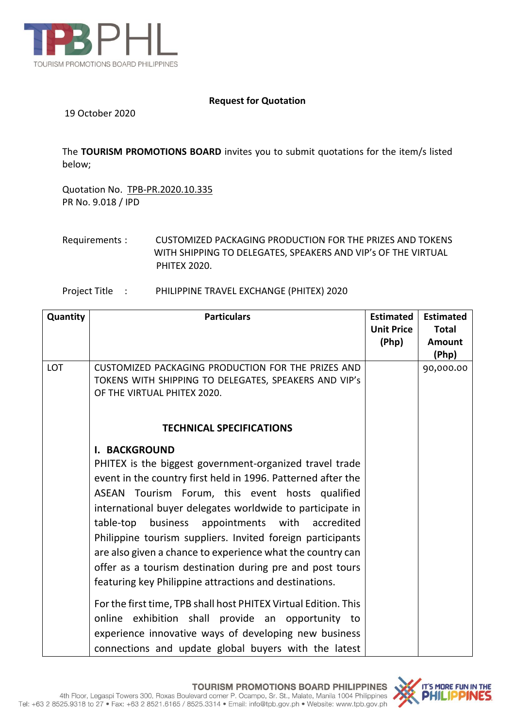**Request for Quotation**

19 October 2020

The **TOURISM PROMOTIONS BOARD** invites you to submit quotations for the item/s listed below;

Quotation No. TPB-PR.2020.10.335
PR No. 9.018 / IPD

Requirements : CUSTOMIZED PACKAGING PRODUCTION FOR THE PRIZES AND TOKENS WITH SHIPPING TO DELEGATES, SPEAKERS AND VIP's OF THE VIRTUAL PHITEX 2020.

Project Title : PHILIPPINE TRAVEL EXCHANGE (PHITEX) 2020

| Quantity | Particulars | Estimated Unit Price (Php) | Estimated Total Amount (Php) |
|---|---|---|---|
| LOT | CUSTOMIZED PACKAGING PRODUCTION FOR THE PRIZES AND TOKENS WITH SHIPPING TO DELEGATES, SPEAKERS AND VIP's OF THE VIRTUAL PHITEX 2020.<br><br>**TECHNICAL SPECIFICATIONS**<br><br>**I. BACKGROUND**<br>PHITEX is the biggest government-organized travel trade event in the country first held in 1996. Patterned after the ASEAN Tourism Forum, this event hosts qualified international buyer delegates worldwide to participate in table-top business appointments with accredited Philippine tourism suppliers. Invited foreign participants are also given a chance to experience what the country can offer as a tourism destination during pre and post tours featuring key Philippine attractions and destinations.<br><br>For the first time, TPB shall host PHITEX Virtual Edition. This online exhibition shall provide an opportunity to experience innovative ways of developing new business connections and update global buyers with the latest | | 90,000.00 |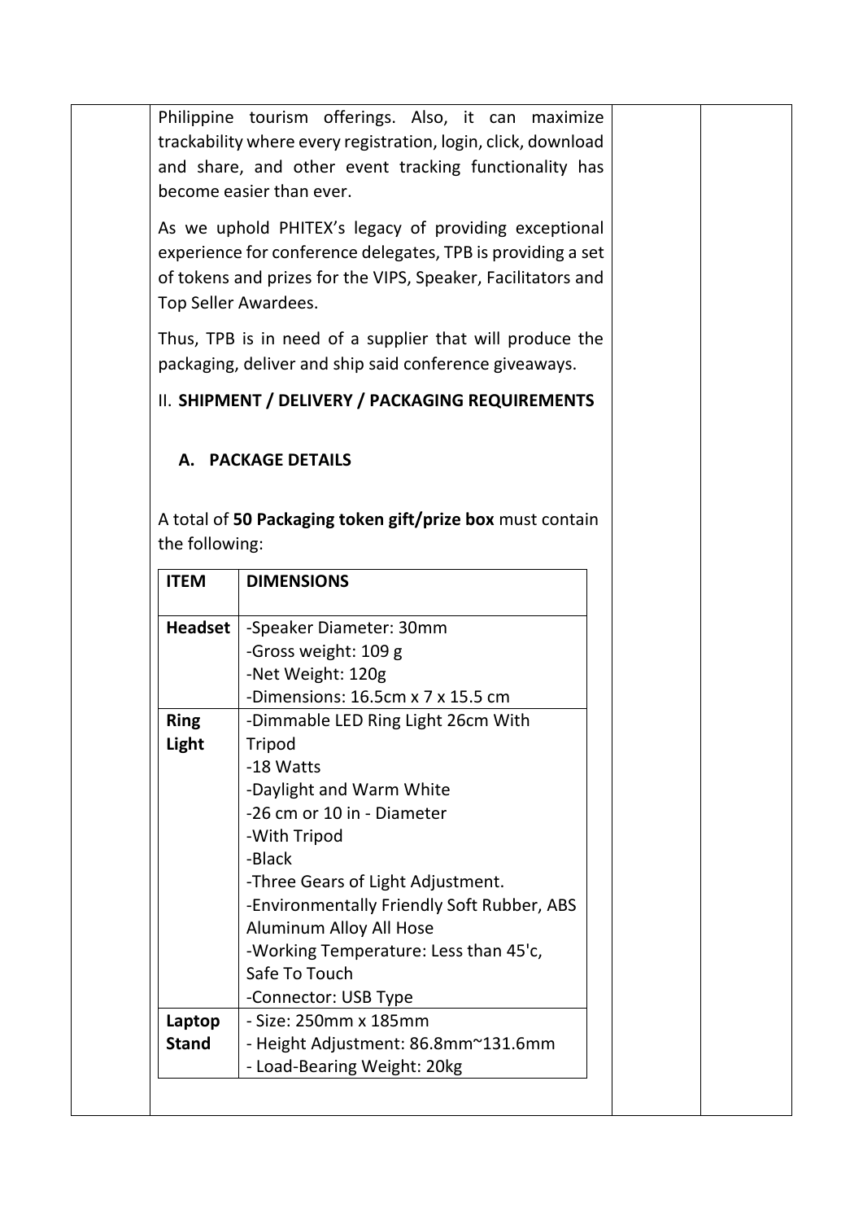Philippine tourism offerings. Also, it can maximize trackability where every registration, login, click, download and share, and other event tracking functionality has become easier than ever.

As we uphold PHITEX's legacy of providing exceptional experience for conference delegates, TPB is providing a set of tokens and prizes for the VIPS, Speaker, Facilitators and Top Seller Awardees.

Thus, TPB is in need of a supplier that will produce the packaging, deliver and ship said conference giveaways.

## II. SHIPMENT / DELIVERY / PACKAGING REQUIREMENTS

### A. PACKAGE DETAILS

A total of **50 Packaging token gift/prize box** must contain the following:

| ITEM | DIMENSIONS |
|---|---|
| **Headset** | -Speaker Diameter: 30mm<br>-Gross weight: 109 g<br>-Net Weight: 120g<br>-Dimensions: 16.5cm x 7 x 15.5 cm |
| **Ring Light** | -Dimmable LED Ring Light 26cm With Tripod<br>-18 Watts<br>-Daylight and Warm White<br>-26 cm or 10 in - Diameter<br>-With Tripod<br>-Black<br>-Three Gears of Light Adjustment.<br>-Environmentally Friendly Soft Rubber, ABS Aluminum Alloy All Hose<br>-Working Temperature: Less than 45'c, Safe To Touch<br>-Connector: USB Type |
| **Laptop Stand** | - Size: 250mm x 185mm<br>- Height Adjustment: 86.8mm~131.6mm<br>- Load-Bearing Weight: 20kg |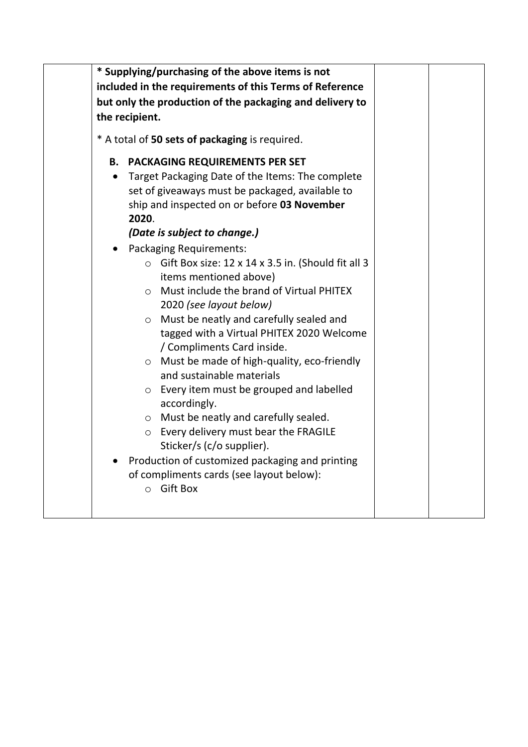| | | | |
|---|---|---|---|
| | **\* Supplying/purchasing of the above items is not included in the requirements of this Terms of Reference but only the production of the packaging and delivery to the recipient.**<br><br>\* A total of **50 sets of packaging** is required.<br><br>**B. PACKAGING REQUIREMENTS PER SET**<br>• Target Packaging Date of the Items: The complete set of giveaways must be packaged, available to ship and inspected on or before **03 November 2020**. ***(Date is subject to change.)***<br>• Packaging Requirements:<br>&nbsp;&nbsp;&nbsp;&nbsp;○ Gift Box size: 12 x 14 x 3.5 in. (Should fit all 3 items mentioned above)<br>&nbsp;&nbsp;&nbsp;&nbsp;○ Must include the brand of Virtual PHITEX 2020 *(see layout below)*<br>&nbsp;&nbsp;&nbsp;&nbsp;○ Must be neatly and carefully sealed and tagged with a Virtual PHITEX 2020 Welcome / Compliments Card inside.<br>&nbsp;&nbsp;&nbsp;&nbsp;○ Must be made of high-quality, eco-friendly and sustainable materials<br>&nbsp;&nbsp;&nbsp;&nbsp;○ Every item must be grouped and labelled accordingly.<br>&nbsp;&nbsp;&nbsp;&nbsp;○ Must be neatly and carefully sealed.<br>&nbsp;&nbsp;&nbsp;&nbsp;○ Every delivery must bear the FRAGILE Sticker/s (c/o supplier).<br>• Production of customized packaging and printing of compliments cards (see layout below):<br>&nbsp;&nbsp;&nbsp;&nbsp;○ Gift Box | | |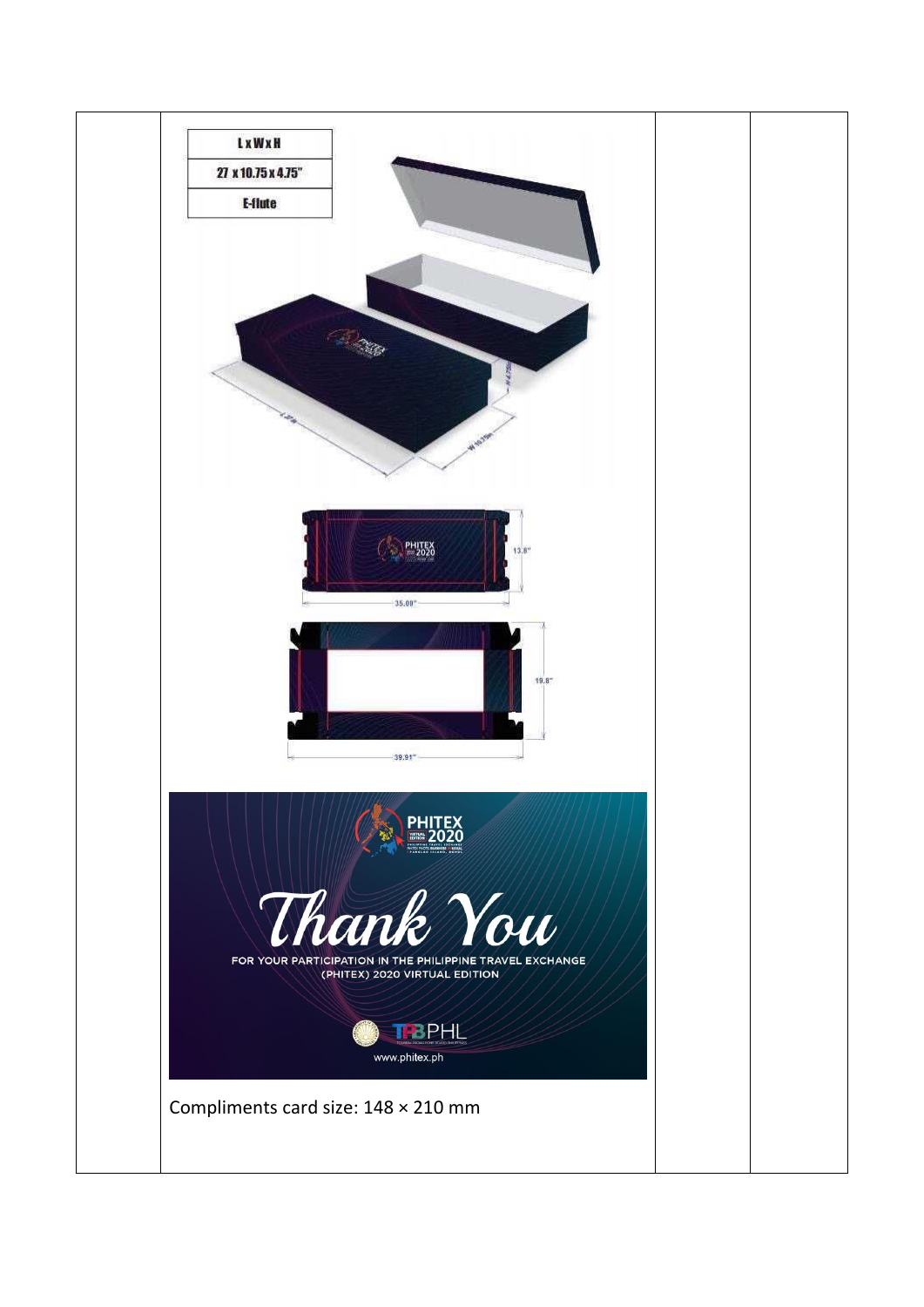|  | L x W x H<br>27 x 10.75 x 4.75"<br>E-flute<br><br>Compliments card size: 148 × 210 mm |  |  |
|---|---|---|---|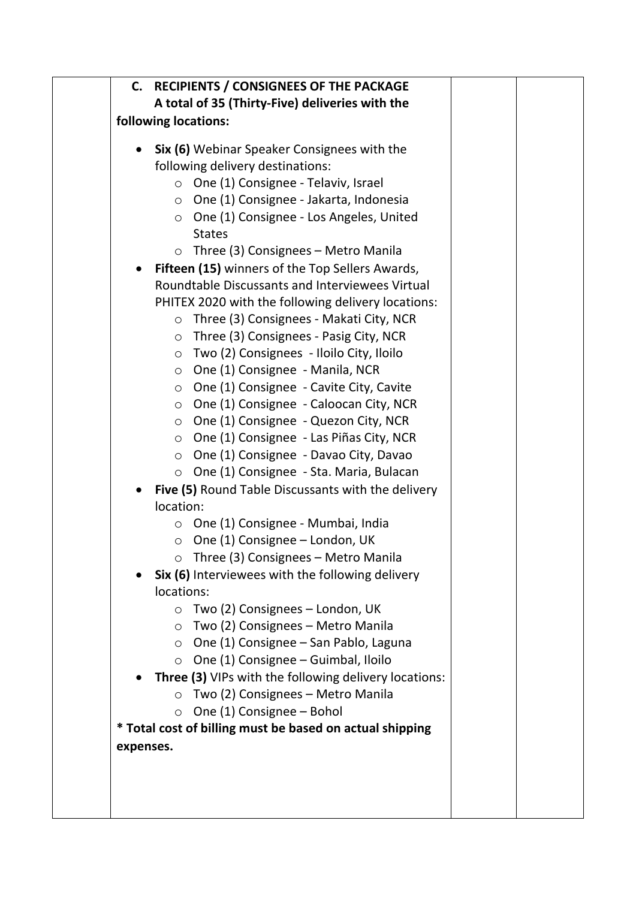| | C. RECIPIENTS / CONSIGNEES OF THE PACKAGE<br>A total of 35 (Thirty-Five) deliveries with the following locations:<br><br>• **Six (6)** Webinar Speaker Consignees with the following delivery destinations:<br>  ○ One (1) Consignee - Telaviv, Israel<br>  ○ One (1) Consignee - Jakarta, Indonesia<br>  ○ One (1) Consignee - Los Angeles, United States<br>  ○ Three (3) Consignees – Metro Manila<br>• **Fifteen (15)** winners of the Top Sellers Awards, Roundtable Discussants and Interviewees Virtual PHITEX 2020 with the following delivery locations:<br>  ○ Three (3) Consignees - Makati City, NCR<br>  ○ Three (3) Consignees - Pasig City, NCR<br>  ○ Two (2) Consignees - Iloilo City, Iloilo<br>  ○ One (1) Consignee - Manila, NCR<br>  ○ One (1) Consignee - Cavite City, Cavite<br>  ○ One (1) Consignee - Caloocan City, NCR<br>  ○ One (1) Consignee - Quezon City, NCR<br>  ○ One (1) Consignee - Las Piñas City, NCR<br>  ○ One (1) Consignee - Davao City, Davao<br>  ○ One (1) Consignee - Sta. Maria, Bulacan<br>• **Five (5)** Round Table Discussants with the delivery location:<br>  ○ One (1) Consignee - Mumbai, India<br>  ○ One (1) Consignee – London, UK<br>  ○ Three (3) Consignees – Metro Manila<br>• **Six (6)** Interviewees with the following delivery locations:<br>  ○ Two (2) Consignees – London, UK<br>  ○ Two (2) Consignees – Metro Manila<br>  ○ One (1) Consignee – San Pablo, Laguna<br>  ○ One (1) Consignee – Guimbal, Iloilo<br>• **Three (3)** VIPs with the following delivery locations:<br>  ○ Two (2) Consignees – Metro Manila<br>  ○ One (1) Consignee – Bohol<br><br>**\* Total cost of billing must be based on actual shipping expenses.** | | |
|---|---|---|---|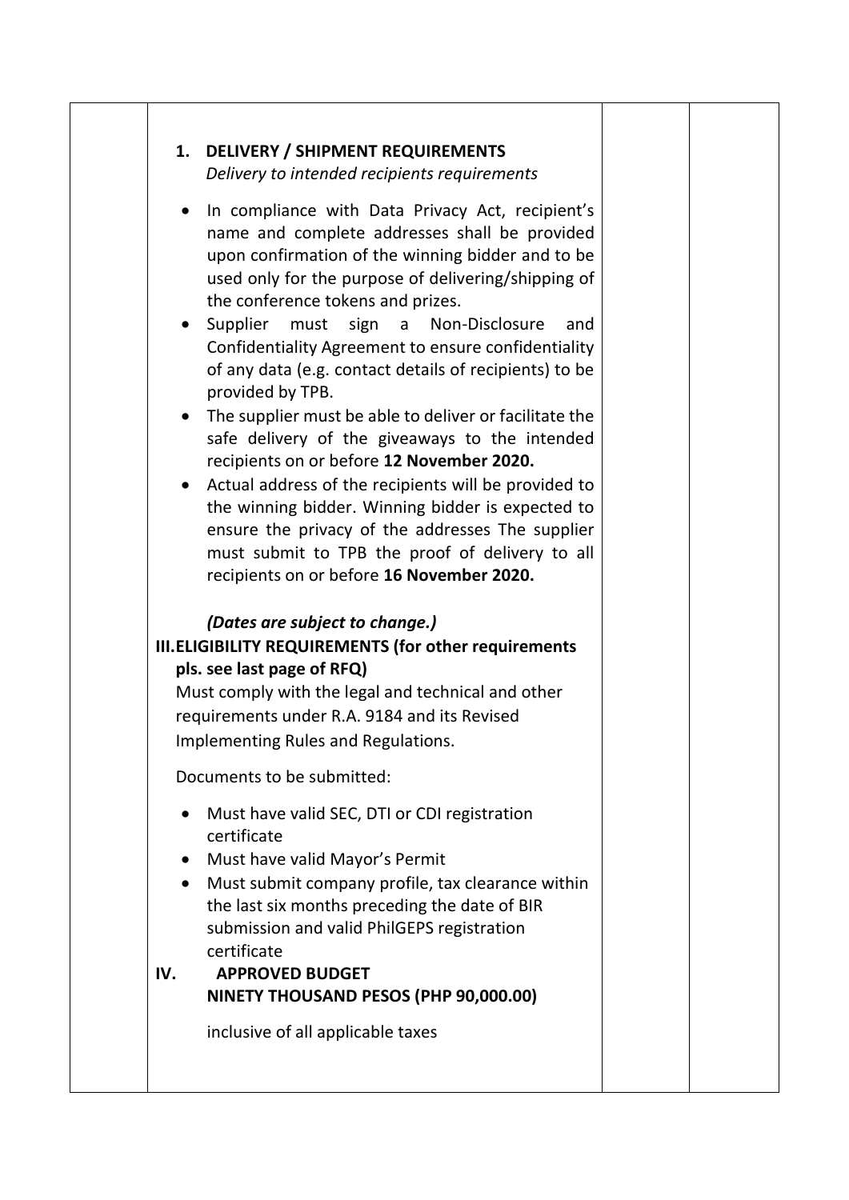| | | | |
|---|---|---|---|
| | **1. DELIVERY / SHIPMENT REQUIREMENTS**<br>*Delivery to intended recipients requirements*<br><br>• In compliance with Data Privacy Act, recipient's name and complete addresses shall be provided upon confirmation of the winning bidder and to be used only for the purpose of delivering/shipping of the conference tokens and prizes.<br>• Supplier must sign a Non-Disclosure and Confidentiality Agreement to ensure confidentiality of any data (e.g. contact details of recipients) to be provided by TPB.<br>• The supplier must be able to deliver or facilitate the safe delivery of the giveaways to the intended recipients on or before **12 November 2020.**<br>• Actual address of the recipients will be provided to the winning bidder. Winning bidder is expected to ensure the privacy of the addresses The supplier must submit to TPB the proof of delivery to all recipients on or before **16 November 2020.**<br><br>***(Dates are subject to change.)***<br>**III. ELIGIBILITY REQUIREMENTS (for other requirements pls. see last page of RFQ)**<br>Must comply with the legal and technical and other requirements under R.A. 9184 and its Revised Implementing Rules and Regulations.<br><br>Documents to be submitted:<br><br>• Must have valid SEC, DTI or CDI registration certificate<br>• Must have valid Mayor's Permit<br>• Must submit company profile, tax clearance within the last six months preceding the date of BIR submission and valid PhilGEPS registration certificate<br>**IV. APPROVED BUDGET**<br>**NINETY THOUSAND PESOS (PHP 90,000.00)**<br><br>inclusive of all applicable taxes | | |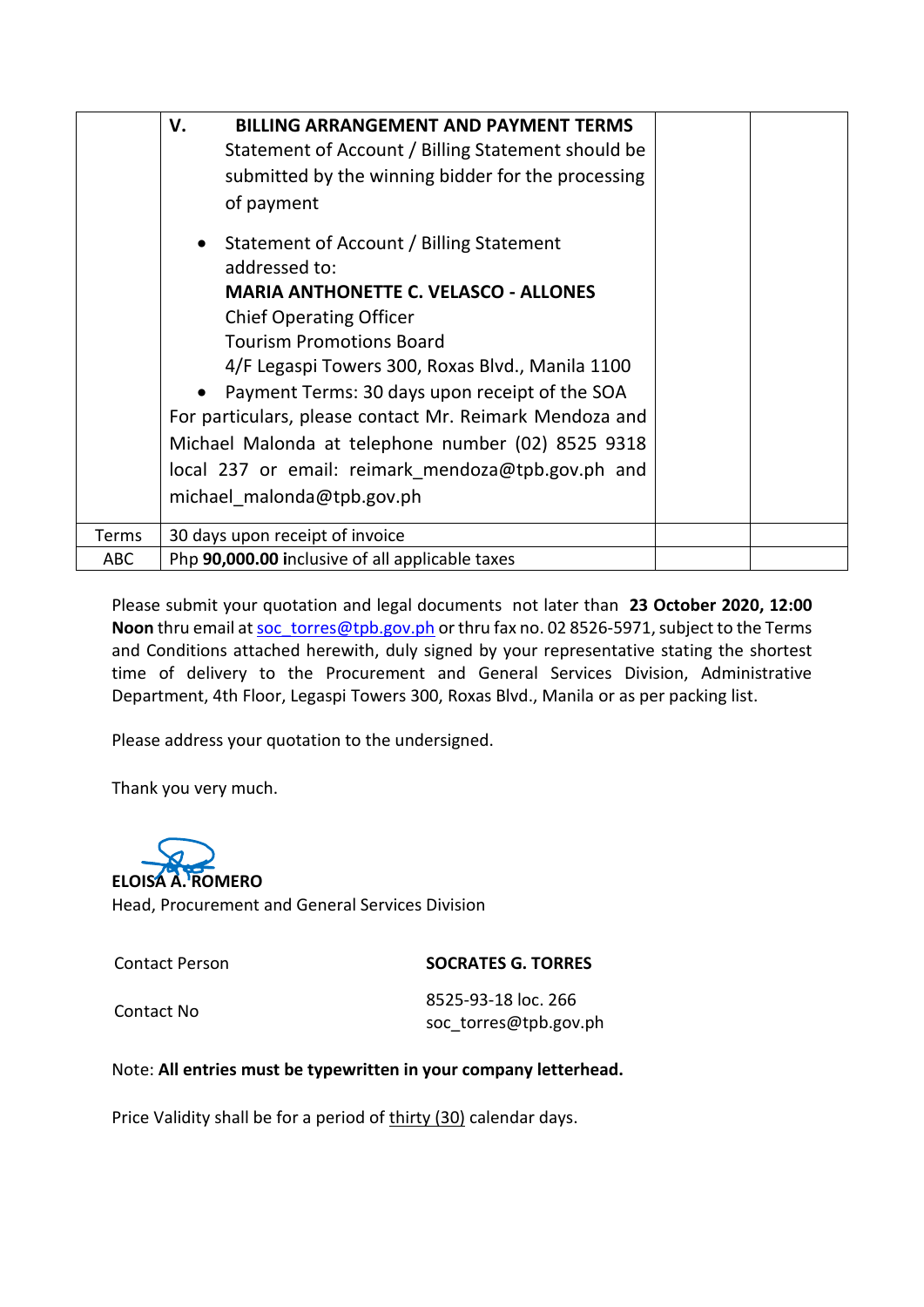| | | | |
|---|---|---|---|
| | **V. BILLING ARRANGEMENT AND PAYMENT TERMS**<br>Statement of Account / Billing Statement should be submitted by the winning bidder for the processing of payment<br><br>• Statement of Account / Billing Statement addressed to:<br>**MARIA ANTHONETTE C. VELASCO - ALLONES**<br>Chief Operating Officer<br>Tourism Promotions Board<br>4/F Legaspi Towers 300, Roxas Blvd., Manila 1100<br>• Payment Terms: 30 days upon receipt of the SOA<br>For particulars, please contact Mr. Reimark Mendoza and Michael Malonda at telephone number (02) 8525 9318 local 237 or email: reimark_mendoza@tpb.gov.ph and michael_malonda@tpb.gov.ph | | |
| Terms | 30 days upon receipt of invoice | | |
| ABC | Php **90,000.00 i**nclusive of all applicable taxes | | |

Please submit your quotation and legal documents not later than **23 October 2020, 12:00 Noon** thru email at soc_torres@tpb.gov.ph or thru fax no. 02 8526-5971, subject to the Terms and Conditions attached herewith, duly signed by your representative stating the shortest time of delivery to the Procurement and General Services Division, Administrative Department, 4th Floor, Legaspi Towers 300, Roxas Blvd., Manila or as per packing list.

Please address your quotation to the undersigned.

Thank you very much.

**ELOISA A. ROMERO**
Head, Procurement and General Services Division

| | |
|---|---|
| Contact Person | **SOCRATES G. TORRES** |
| Contact No | 8525-93-18 loc. 266<br>soc_torres@tpb.gov.ph |

Note: **All entries must be typewritten in your company letterhead.**

Price Validity shall be for a period of thirty (30) calendar days.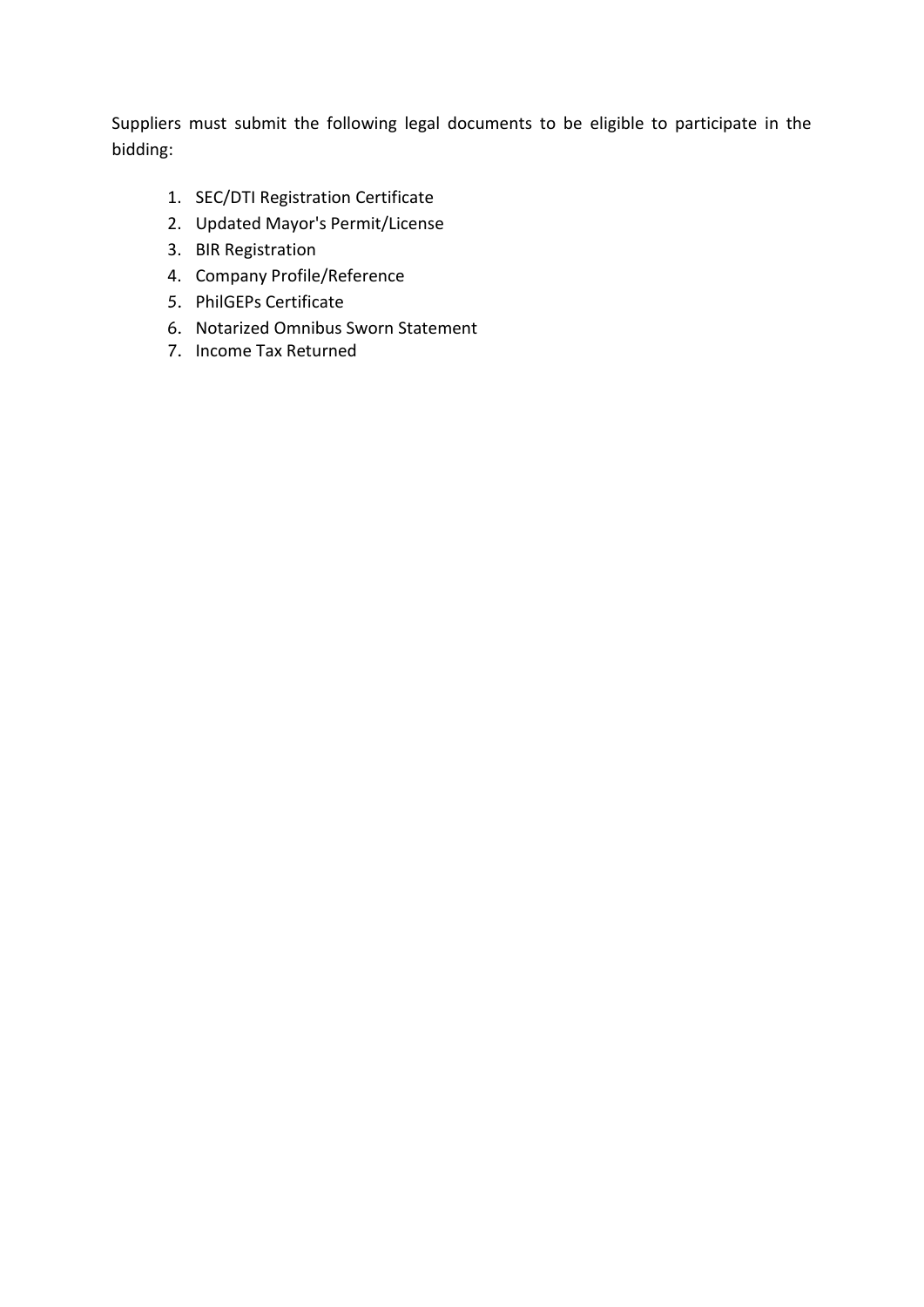Suppliers must submit the following legal documents to be eligible to participate in the bidding:

1. SEC/DTI Registration Certificate
2. Updated Mayor's Permit/License
3. BIR Registration
4. Company Profile/Reference
5. PhilGEPs Certificate
6. Notarized Omnibus Sworn Statement
7. Income Tax Returned